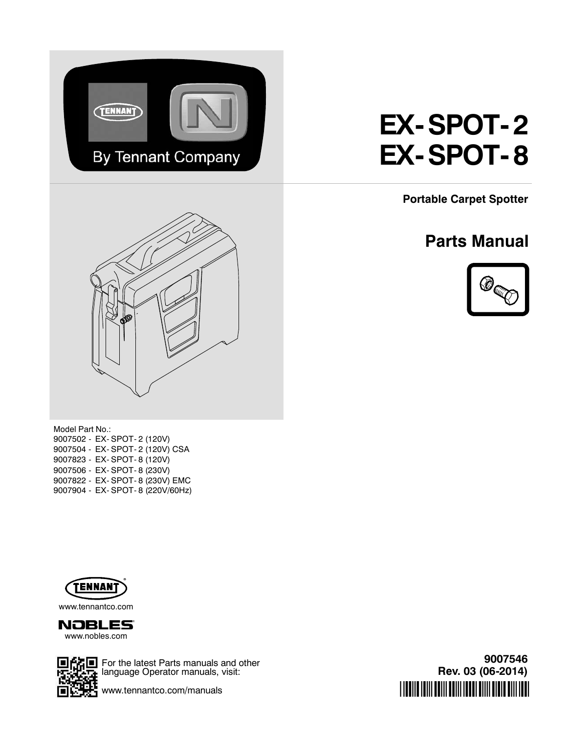By Tennant Company

# EX-SPOT-2
# EX-SPOT-8

**Portable Carpet Spotter**

## Parts Manual

Model Part No.:
9007502 - EX-SPOT-2 (120V)
9007504 - EX-SPOT-2 (120V) CSA
9007823 - EX-SPOT-8 (120V)
9007506 - EX-SPOT-8 (230V)
9007822 - EX-SPOT-8 (230V) EMC
9007904 - EX-SPOT-8 (220V/60Hz)

TENNANT
www.tennantco.com

NOBLES
www.nobles.com

For the latest Parts manuals and other language Operator manuals, visit:

www.tennantco.com/manuals

**9007546**
**Rev. 03 (06-2014)**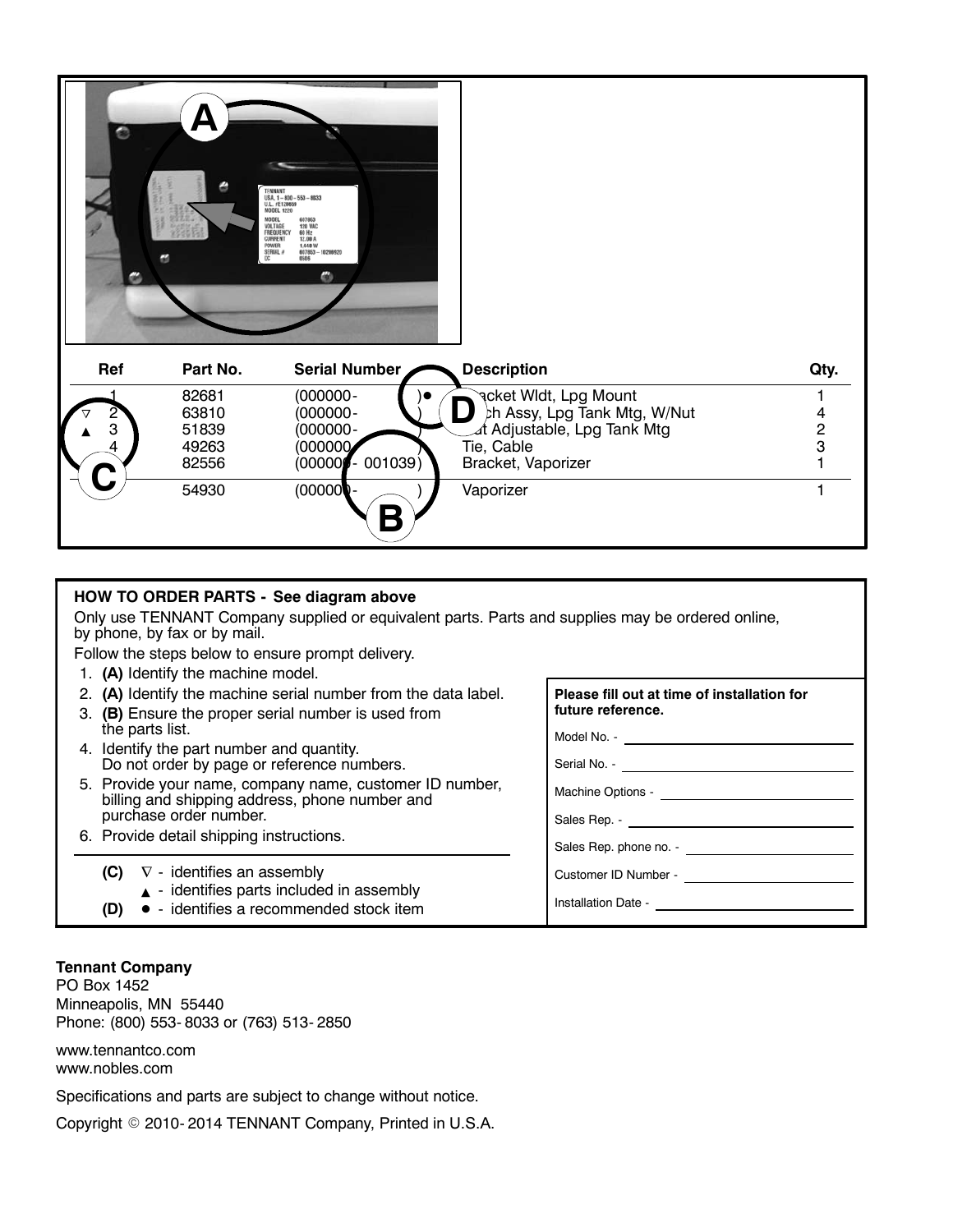A

| Ref | Part No. | Serial Number | Description | Qty. |
|---|---|---|---|---|
| 1 | 82681 | (000000- )● | Bracket Wldt, Lpg Mount | 1 |
| ▽ 2 | 63810 | (000000- ) | Latch Assy, Lpg Tank Mtg, W/Nut | 4 |
| ▲ 3 | 51839 | (000000- ) | Nut Adjustable, Lpg Tank Mtg | 2 |
| 4 | 49263 | (000000- ) | Tie, Cable | 3 |
| 5 | 82556 | (000000- 001039) | Bracket, Vaporizer | 1 |
| 5 | 54930 | (000000- ) | Vaporizer | 1 |

C B D

**HOW TO ORDER PARTS - See diagram above**

Only use TENNANT Company supplied or equivalent parts. Parts and supplies may be ordered online, by phone, by fax or by mail.

Follow the steps below to ensure prompt delivery.

1. **(A)** Identify the machine model.
2. **(A)** Identify the machine serial number from the data label.
3. **(B)** Ensure the proper serial number is used from the parts list.
4. Identify the part number and quantity. Do not order by page or reference numbers.
5. Provide your name, company name, customer ID number, billing and shipping address, phone number and purchase order number.
6. Provide detail shipping instructions.

**(C)** ▽ - identifies an assembly
▲ - identifies parts included in assembly
**(D)** ● - identifies a recommended stock item

**Please fill out at time of installation for future reference.**

Model No. - ____________________

Serial No. - ____________________

Machine Options - ____________________

Sales Rep. - ____________________

Sales Rep. phone no. - ____________________

Customer ID Number - ____________________

Installation Date - ____________________

**Tennant Company**
PO Box 1452
Minneapolis, MN 55440
Phone: (800) 553- 8033 or (763) 513- 2850

www.tennantco.com
www.nobles.com

Specifications and parts are subject to change without notice.

Copyright © 2010- 2014 TENNANT Company, Printed in U.S.A.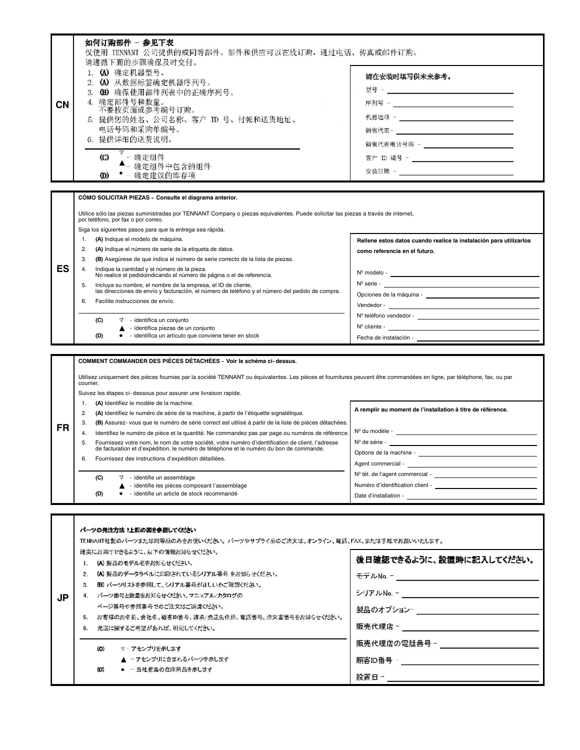## CN

### 如何订购部件 – 参见下表

仅使用 TENNANT 公司提供的或同等部件。部件和供应可以在线订购，通过电话、传真或邮件订购。

请遵循下面的步骤确保及时交付。

1. **(A)** 确定机器型号。
2. **(A)** 从数据标签确定机器序列号。
3. **(B)** 确保使用部件列表中的正确序列号。
4. 确定部件号和数量。
   不要按页面或参考编号订购。
5. 提供您的姓名、公司名称、客户 ID 号、付帐和送货地址、
   电话号码和采购单编号。
6. 提供详细的送货说明。

**(C)** ▽ – 确定组件
▲ – 确定组件中包含的组件
**(D)** ● – 确定建议的库存项

**请在安装时填写供未来参考。**

型号 – \_\_\_\_\_\_\_\_\_\_

序列号 – \_\_\_\_\_\_\_\_\_\_

机器选项 – \_\_\_\_\_\_\_\_\_\_

销售代表– \_\_\_\_\_\_\_\_\_\_

销售代表电话号码 – \_\_\_\_\_\_\_\_\_\_

客户 ID 编号 – \_\_\_\_\_\_\_\_\_\_

安装日期 – \_\_\_\_\_\_\_\_\_\_

## ES

### CÓMO SOLICITAR PIEZAS - Consulte el diagrama anterior.

Utilice sólo las piezas suministradas por TENNANT Company o piezas equivalentes. Puede solicitar las piezas a través de internet, por teléfono, por fax o por correo.

Siga los siguientes pasos para que la entrega sea rápida.

1. **(A)** Indique el modelo de máquina.
2. **(A)** Indique el número de serie de la etiqueta de datos.
3. **(B)** Asegúrese de que indica el número de serie correcto de la lista de piezas.
4. Indique la cantidad y el número de la pieza.
   No realice el pedidoindicando el número de página o el de referencia.
5. Incluya su nombre, el nombre de la empresa, el ID de cliente,
   las direcciones de envío y facturación, el número de teléfono y el número del pedido de compra.
6. Facilite instrucciones de envío.

**(C)** ▽ - identifica un conjunto
▲ - identifica piezas de un conjunto
**(D)** ● - identifica un artículo que conviene tener en stock

**Rellene estos datos cuando realice la instalación para utilizarlos como referencia en el futuro.**

Nº modelo - \_\_\_\_\_\_\_\_\_\_

Nº serie - \_\_\_\_\_\_\_\_\_\_

Opciones de la máquina - \_\_\_\_\_\_\_\_\_\_

Vendedor - \_\_\_\_\_\_\_\_\_\_

Nº teléfono vendedor - \_\_\_\_\_\_\_\_\_\_

Nº cliente - \_\_\_\_\_\_\_\_\_\_

Fecha de instalación - \_\_\_\_\_\_\_\_\_\_

## FR

### COMMENT COMMANDER DES PIÈCES DÉTACHÉES - Voir le schéma ci- dessus.

Utilisez uniquement des pièces fournies par la société TENNANT ou équivalentes. Les pièces et fournitures peuvent être commandées en ligne, par téléphone, fax, ou par courrier.

Suivez les étapes ci- dessous pour assurer une livraison rapide.

1. **(A)** Identifiez le modèle de la machine.
2. **(A)** Identifiez le numéro de série de la machine, à partir de l'étiquette signalétique.
3. **(B)** Assurez- vous que le numéro de série correct est utilisé à partir de la liste de pièces détachées.
4. Identifiez le numéro de pièce et la quantité. Ne commandez pas par page ou numéros de référence.
5. Fournissez votre nom, le nom de votre société, votre numéro d'identification de client, l'adresse de facturation et d'expédition, le numéro de téléphone et le numéro du bon de commande.
6. Fournissez des instructions d'expédition détaillées.

**(C)** ▽ - identifie un assemblage
▲ - identifie les pièces composant l'assemblage
**(D)** ● - identifie un article de stock recommandé

**A remplir au moment de l'installation à titre de référence.**

Nº du modèle - \_\_\_\_\_\_\_\_\_\_

Nº de série - \_\_\_\_\_\_\_\_\_\_

Options de la machine - \_\_\_\_\_\_\_\_\_\_

Agent commercial - \_\_\_\_\_\_\_\_\_\_

Nº tél. de l'agent commercial - \_\_\_\_\_\_\_\_\_\_

Numéro d'identification client - \_\_\_\_\_\_\_\_\_\_

Date d'installation - \_\_\_\_\_\_\_\_\_\_

## JP

### パーツの発注方法 ?上記の図を参照してください

TENNANT社製のパーツまたは同等品のみをお使いください。パーツやサプライ品のご注文は、オンライン、電話、FAX、または手紙でお願いいたします。

確実にお届けできるように、以下の情報お知らせください。

1. **(A)** 製品のモデル名をお知らせください。
2. **(A)** 製品のデータラベルに印刷されているシリアル番号 をお知らせください。
3. **(B)** パーツリストを参照して、シリアル番号が正しいかご確認ください。
4. パーツ番号と数量をお知らせください。マニュアル/カタログの
   ページ番号や参照番号でのご注文はご遠慮ください。
5. お客様のお名前、会社名、顧客ID番号、請求/発送先住所、電話番号、注文書番号をお知らせください。
6. 発送に関するご希望があれば、明記してください。

**(C)** ▽ – アセンブリを示します
▲ – アセンブリに含まれるパーツを示します
**(D)** ● – 当社推薦の在庫用品を示します

**後日確認できるように、設置時に記入してください。**

モデルNo. – \_\_\_\_\_\_\_\_\_\_

シリアルNo. – \_\_\_\_\_\_\_\_\_\_

製品のオプション– \_\_\_\_\_\_\_\_\_\_

販売代理店 – \_\_\_\_\_\_\_\_\_\_

販売代理店の電話番号 – \_\_\_\_\_\_\_\_\_\_

顧客ID番号 – \_\_\_\_\_\_\_\_\_\_

設置日 – \_\_\_\_\_\_\_\_\_\_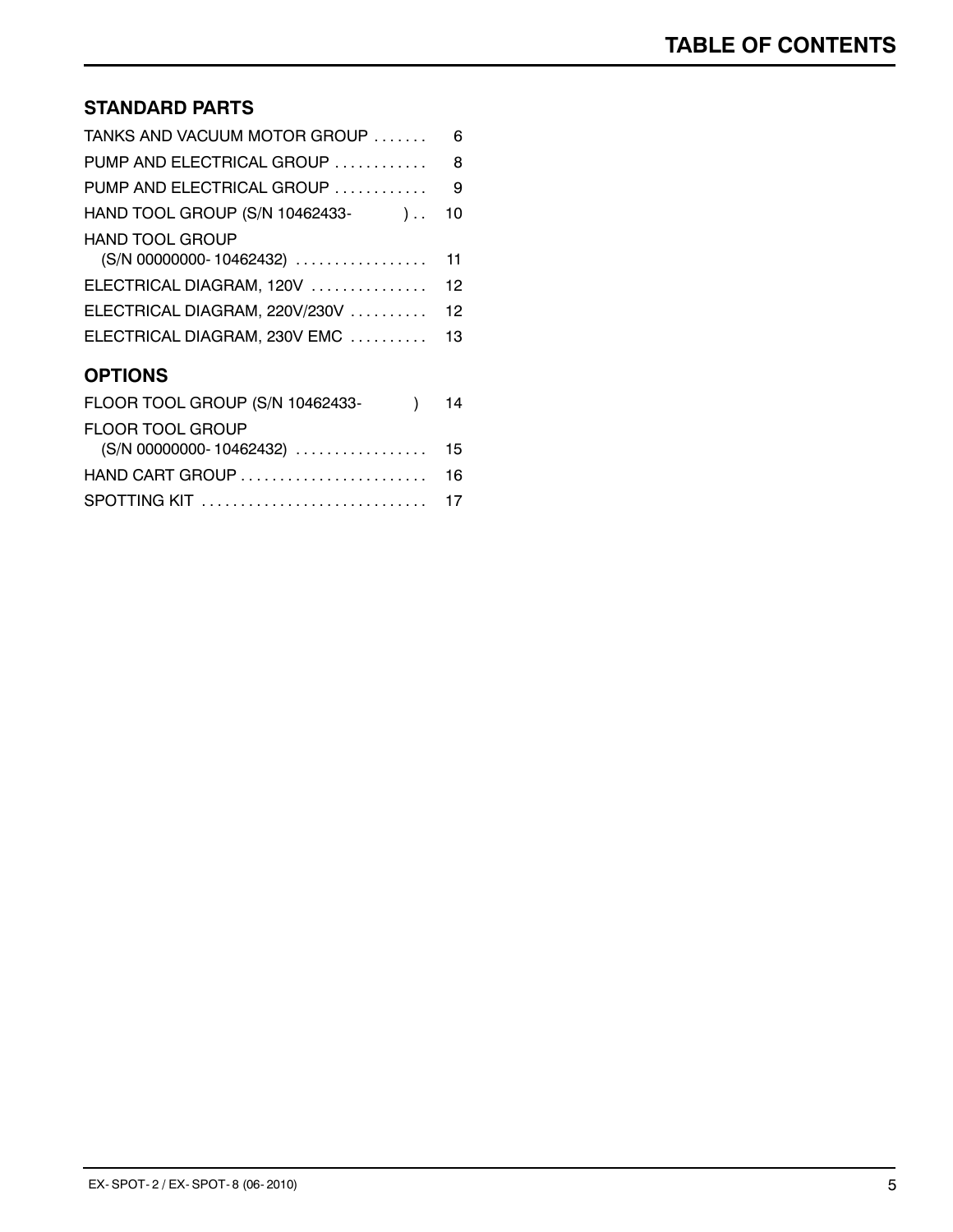# TABLE OF CONTENTS

## STANDARD PARTS

| | |
|---|---|
| TANKS AND VACUUM MOTOR GROUP | 6 |
| PUMP AND ELECTRICAL GROUP | 8 |
| PUMP AND ELECTRICAL GROUP | 9 |
| HAND TOOL GROUP (S/N 10462433- ) | 10 |
| HAND TOOL GROUP (S/N 00000000- 10462432) | 11 |
| ELECTRICAL DIAGRAM, 120V | 12 |
| ELECTRICAL DIAGRAM, 220V/230V | 12 |
| ELECTRICAL DIAGRAM, 230V EMC | 13 |

## OPTIONS

| | |
|---|---|
| FLOOR TOOL GROUP (S/N 10462433- ) | 14 |
| FLOOR TOOL GROUP (S/N 00000000- 10462432) | 15 |
| HAND CART GROUP | 16 |
| SPOTTING KIT | 17 |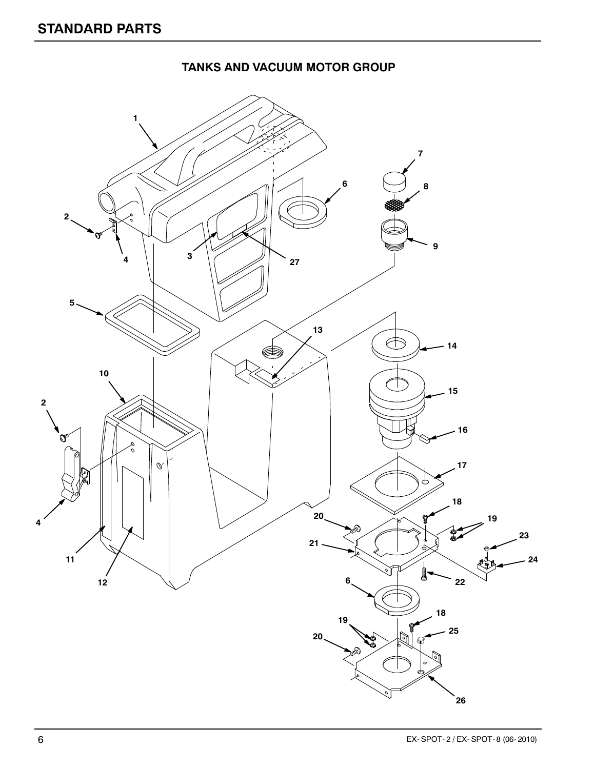# STANDARD PARTS

## TANKS AND VACUUM MOTOR GROUP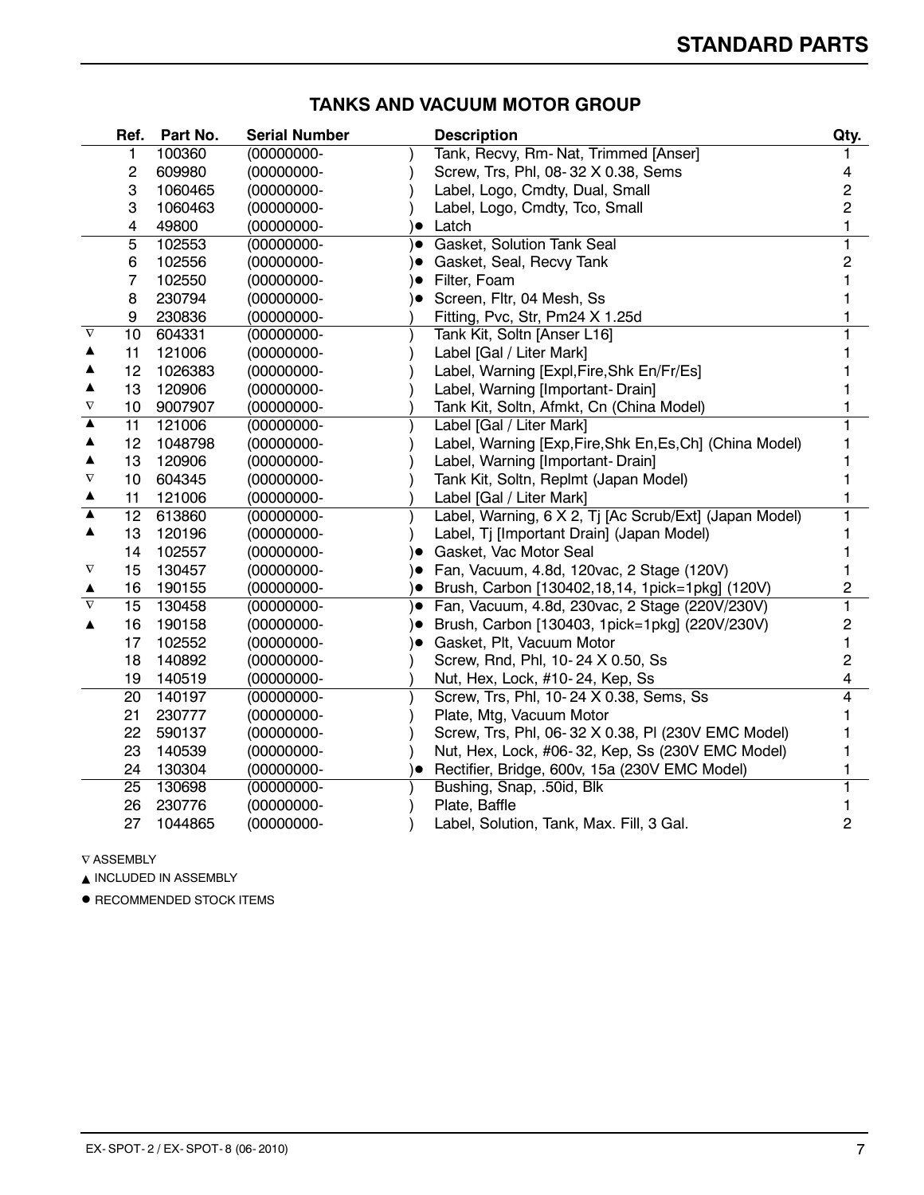## TANKS AND VACUUM MOTOR GROUP

| | Ref. | Part No. | Serial Number | | Description | Qty. |
|---|---|---|---|---|---|---|
| | 1 | 100360 | (00000000- | ) | Tank, Recvy, Rm- Nat, Trimmed [Anser] | 1 |
| | 2 | 609980 | (00000000- | ) | Screw, Trs, Phl, 08- 32 X 0.38, Sems | 4 |
| | 3 | 1060465 | (00000000- | ) | Label, Logo, Cmdty, Dual, Small | 2 |
| | 3 | 1060463 | (00000000- | ) | Label, Logo, Cmdty, Tco, Small | 2 |
| | 4 | 49800 | (00000000- | )● | Latch | 1 |
| | 5 | 102553 | (00000000- | )● | Gasket, Solution Tank Seal | 1 |
| | 6 | 102556 | (00000000- | )● | Gasket, Seal, Recvy Tank | 2 |
| | 7 | 102550 | (00000000- | )● | Filter, Foam | 1 |
| | 8 | 230794 | (00000000- | )● | Screen, Fltr, 04 Mesh, Ss | 1 |
| | 9 | 230836 | (00000000- | ) | Fitting, Pvc, Str, Pm24 X 1.25d | 1 |
| ∇ | 10 | 604331 | (00000000- | ) | Tank Kit, Soltn [Anser L16] | 1 |
| ▲ | 11 | 121006 | (00000000- | ) | Label [Gal / Liter Mark] | 1 |
| ▲ | 12 | 1026383 | (00000000- | ) | Label, Warning [Expl,Fire,Shk En/Fr/Es] | 1 |
| ▲ | 13 | 120906 | (00000000- | ) | Label, Warning [Important- Drain] | 1 |
| ∇ | 10 | 9007907 | (00000000- | ) | Tank Kit, Soltn, Afmkt, Cn (China Model) | 1 |
| ▲ | 11 | 121006 | (00000000- | ) | Label [Gal / Liter Mark] | 1 |
| ▲ | 12 | 1048798 | (00000000- | ) | Label, Warning [Exp,Fire,Shk En,Es,Ch] (China Model) | 1 |
| ▲ | 13 | 120906 | (00000000- | ) | Label, Warning [Important- Drain] | 1 |
| ∇ | 10 | 604345 | (00000000- | ) | Tank Kit, Soltn, Replmt (Japan Model) | 1 |
| ▲ | 11 | 121006 | (00000000- | ) | Label [Gal / Liter Mark] | 1 |
| ▲ | 12 | 613860 | (00000000- | ) | Label, Warning, 6 X 2, Tj [Ac Scrub/Ext] (Japan Model) | 1 |
| ▲ | 13 | 120196 | (00000000- | ) | Label, Tj [Important Drain] (Japan Model) | 1 |
| | 14 | 102557 | (00000000- | )● | Gasket, Vac Motor Seal | 1 |
| ∇ | 15 | 130457 | (00000000- | )● | Fan, Vacuum, 4.8d, 120vac, 2 Stage (120V) | 1 |
| ▲ | 16 | 190155 | (00000000- | )● | Brush, Carbon [130402,18,14, 1pick=1pkg] (120V) | 2 |
| ∇ | 15 | 130458 | (00000000- | )● | Fan, Vacuum, 4.8d, 230vac, 2 Stage (220V/230V) | 1 |
| ▲ | 16 | 190158 | (00000000- | )● | Brush, Carbon [130403, 1pick=1pkg] (220V/230V) | 2 |
| | 17 | 102552 | (00000000- | )● | Gasket, Plt, Vacuum Motor | 1 |
| | 18 | 140892 | (00000000- | ) | Screw, Rnd, Phl, 10- 24 X 0.50, Ss | 2 |
| | 19 | 140519 | (00000000- | ) | Nut, Hex, Lock, #10- 24, Kep, Ss | 4 |
| | 20 | 140197 | (00000000- | ) | Screw, Trs, Phl, 10- 24 X 0.38, Sems, Ss | 4 |
| | 21 | 230777 | (00000000- | ) | Plate, Mtg, Vacuum Motor | 1 |
| | 22 | 590137 | (00000000- | ) | Screw, Trs, Phl, 06- 32 X 0.38, Pl (230V EMC Model) | 1 |
| | 23 | 140539 | (00000000- | ) | Nut, Hex, Lock, #06- 32, Kep, Ss (230V EMC Model) | 1 |
| | 24 | 130304 | (00000000- | )● | Rectifier, Bridge, 600v, 15a (230V EMC Model) | 1 |
| | 25 | 130698 | (00000000- | ) | Bushing, Snap, .50id, Blk | 1 |
| | 26 | 230776 | (00000000- | ) | Plate, Baffle | 1 |
| | 27 | 1044865 | (00000000- | ) | Label, Solution, Tank, Max. Fill, 3 Gal. | 2 |

∇ ASSEMBLY

▲ INCLUDED IN ASSEMBLY

● RECOMMENDED STOCK ITEMS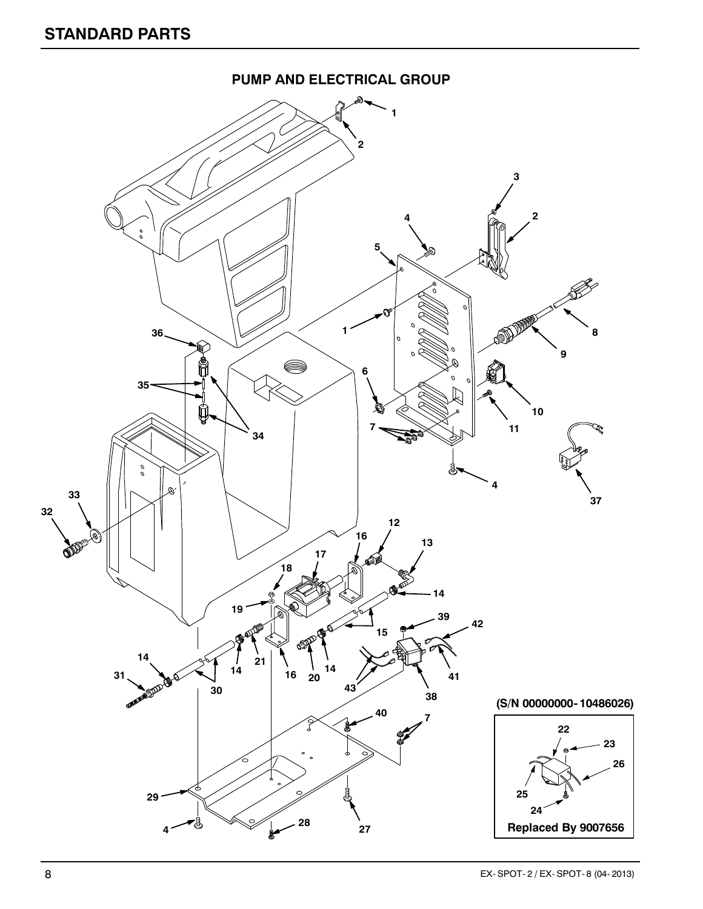# STANDARD PARTS

## PUMP AND ELECTRICAL GROUP

(S/N 00000000-10486026)

Replaced By 9007656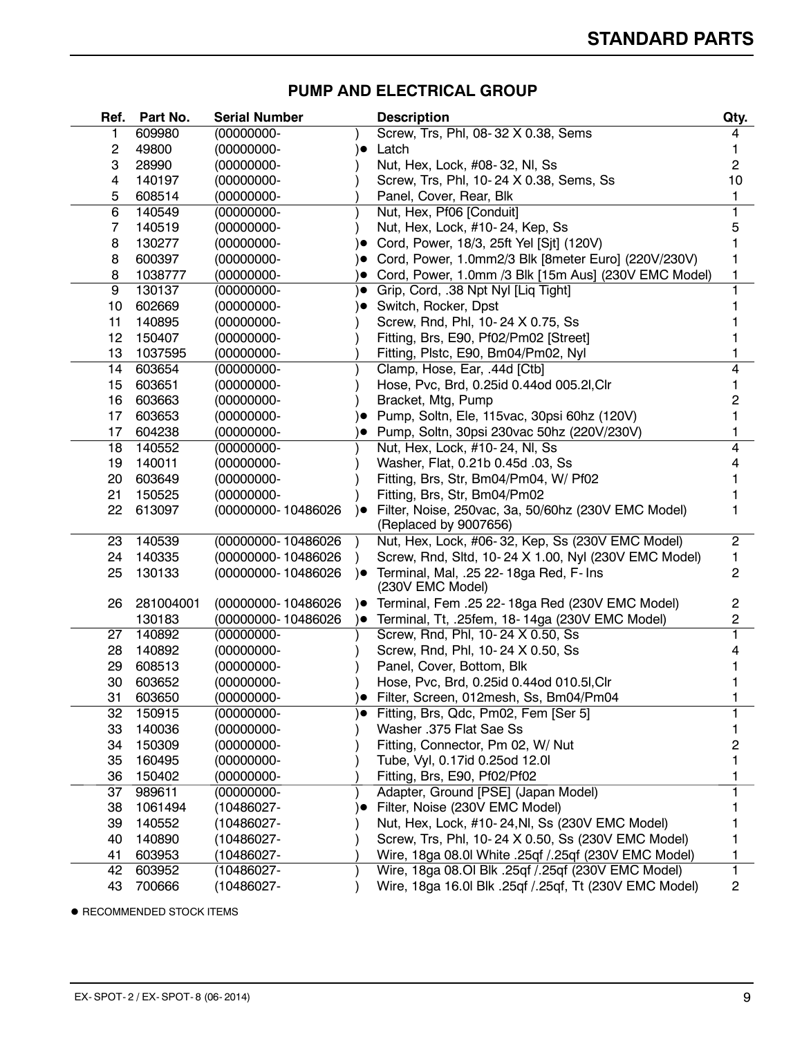# STANDARD PARTS

## PUMP AND ELECTRICAL GROUP

| Ref. | Part No. | Serial Number | | Description | Qty. |
|---|---|---|---|---|---|
| 1 | 609980 | (00000000- | ) | Screw, Trs, Phl, 08- 32 X 0.38, Sems | 4 |
| 2 | 49800 | (00000000- | )● | Latch | 1 |
| 3 | 28990 | (00000000- | ) | Nut, Hex, Lock, #08- 32, Nl, Ss | 2 |
| 4 | 140197 | (00000000- | ) | Screw, Trs, Phl, 10- 24 X 0.38, Sems, Ss | 10 |
| 5 | 608514 | (00000000- | ) | Panel, Cover, Rear, Blk | 1 |
| 6 | 140549 | (00000000- | ) | Nut, Hex, Pf06 [Conduit] | 1 |
| 7 | 140519 | (00000000- | ) | Nut, Hex, Lock, #10- 24, Kep, Ss | 5 |
| 8 | 130277 | (00000000- | )● | Cord, Power, 18/3, 25ft Yel [Sjt] (120V) | 1 |
| 8 | 600397 | (00000000- | )● | Cord, Power, 1.0mm2/3 Blk [8meter Euro] (220V/230V) | 1 |
| 8 | 1038777 | (00000000- | )● | Cord, Power, 1.0mm /3 Blk [15m Aus] (230V EMC Model) | 1 |
| 9 | 130137 | (00000000- | )● | Grip, Cord, .38 Npt Nyl [Liq Tight] | 1 |
| 10 | 602669 | (00000000- | )● | Switch, Rocker, Dpst | 1 |
| 11 | 140895 | (00000000- | ) | Screw, Rnd, Phl, 10- 24 X 0.75, Ss | 1 |
| 12 | 150407 | (00000000- | ) | Fitting, Brs, E90, Pf02/Pm02 [Street] | 1 |
| 13 | 1037595 | (00000000- | ) | Fitting, Plstc, E90, Bm04/Pm02, Nyl | 1 |
| 14 | 603654 | (00000000- | ) | Clamp, Hose, Ear, .44d [Ctb] | 4 |
| 15 | 603651 | (00000000- | ) | Hose, Pvc, Brd, 0.25id 0.44od 005.2l,Clr | 1 |
| 16 | 603663 | (00000000- | ) | Bracket, Mtg, Pump | 2 |
| 17 | 603653 | (00000000- | )● | Pump, Soltn, Ele, 115vac, 30psi 60hz (120V) | 1 |
| 17 | 604238 | (00000000- | )● | Pump, Soltn, 30psi 230vac 50hz (220V/230V) | 1 |
| 18 | 140552 | (00000000- | ) | Nut, Hex, Lock, #10- 24, Nl, Ss | 4 |
| 19 | 140011 | (00000000- | ) | Washer, Flat, 0.21b 0.45d .03, Ss | 4 |
| 20 | 603649 | (00000000- | ) | Fitting, Brs, Str, Bm04/Pm04, W/ Pf02 | 1 |
| 21 | 150525 | (00000000- | ) | Fitting, Brs, Str, Bm04/Pm02 | 1 |
| 22 | 613097 | (00000000- 10486026 | )● | Filter, Noise, 250vac, 3a, 50/60hz (230V EMC Model) (Replaced by 9007656) | 1 |
| 23 | 140539 | (00000000- 10486026 | ) | Nut, Hex, Lock, #06- 32, Kep, Ss (230V EMC Model) | 2 |
| 24 | 140335 | (00000000- 10486026 | ) | Screw, Rnd, Sltd, 10- 24 X 1.00, Nyl (230V EMC Model) | 1 |
| 25 | 130133 | (00000000- 10486026 | )● | Terminal, Mal, .25 22- 18ga Red, F- Ins (230V EMC Model) | 2 |
| 26 | 281004001 | (00000000- 10486026 | )● | Terminal, Fem .25 22- 18ga Red (230V EMC Model) | 2 |
| | 130183 | (00000000- 10486026 | )● | Terminal, Tt, .25fem, 18- 14ga (230V EMC Model) | 2 |
| 27 | 140892 | (00000000- | ) | Screw, Rnd, Phl, 10- 24 X 0.50, Ss | 1 |
| 28 | 140892 | (00000000- | ) | Screw, Rnd, Phl, 10- 24 X 0.50, Ss | 4 |
| 29 | 608513 | (00000000- | ) | Panel, Cover, Bottom, Blk | 1 |
| 30 | 603652 | (00000000- | ) | Hose, Pvc, Brd, 0.25id 0.44od 010.5l,Clr | 1 |
| 31 | 603650 | (00000000- | )● | Filter, Screen, 012mesh, Ss, Bm04/Pm04 | 1 |
| 32 | 150915 | (00000000- | )● | Fitting, Brs, Qdc, Pm02, Fem [Ser 5] | 1 |
| 33 | 140036 | (00000000- | ) | Washer .375 Flat Sae Ss | 1 |
| 34 | 150309 | (00000000- | ) | Fitting, Connector, Pm 02, W/ Nut | 2 |
| 35 | 160495 | (00000000- | ) | Tube, Vyl, 0.17id 0.25od 12.0l | 1 |
| 36 | 150402 | (00000000- | ) | Fitting, Brs, E90, Pf02/Pf02 | 1 |
| 37 | 989611 | (00000000- | ) | Adapter, Ground [PSE] (Japan Model) | 1 |
| 38 | 1061494 | (10486027- | )● | Filter, Noise (230V EMC Model) | 1 |
| 39 | 140552 | (10486027- | ) | Nut, Hex, Lock, #10- 24,Nl, Ss (230V EMC Model) | 1 |
| 40 | 140890 | (10486027- | ) | Screw, Trs, Phl, 10- 24 X 0.50, Ss (230V EMC Model) | 1 |
| 41 | 603953 | (10486027- | ) | Wire, 18ga 08.0l White .25qf /.25qf (230V EMC Model) | 1 |
| 42 | 603952 | (10486027- | ) | Wire, 18ga 08.Ol Blk .25qf /.25qf (230V EMC Model) | 1 |
| 43 | 700666 | (10486027- | ) | Wire, 18ga 16.0l Blk .25qf /.25qf, Tt (230V EMC Model) | 2 |

● RECOMMENDED STOCK ITEMS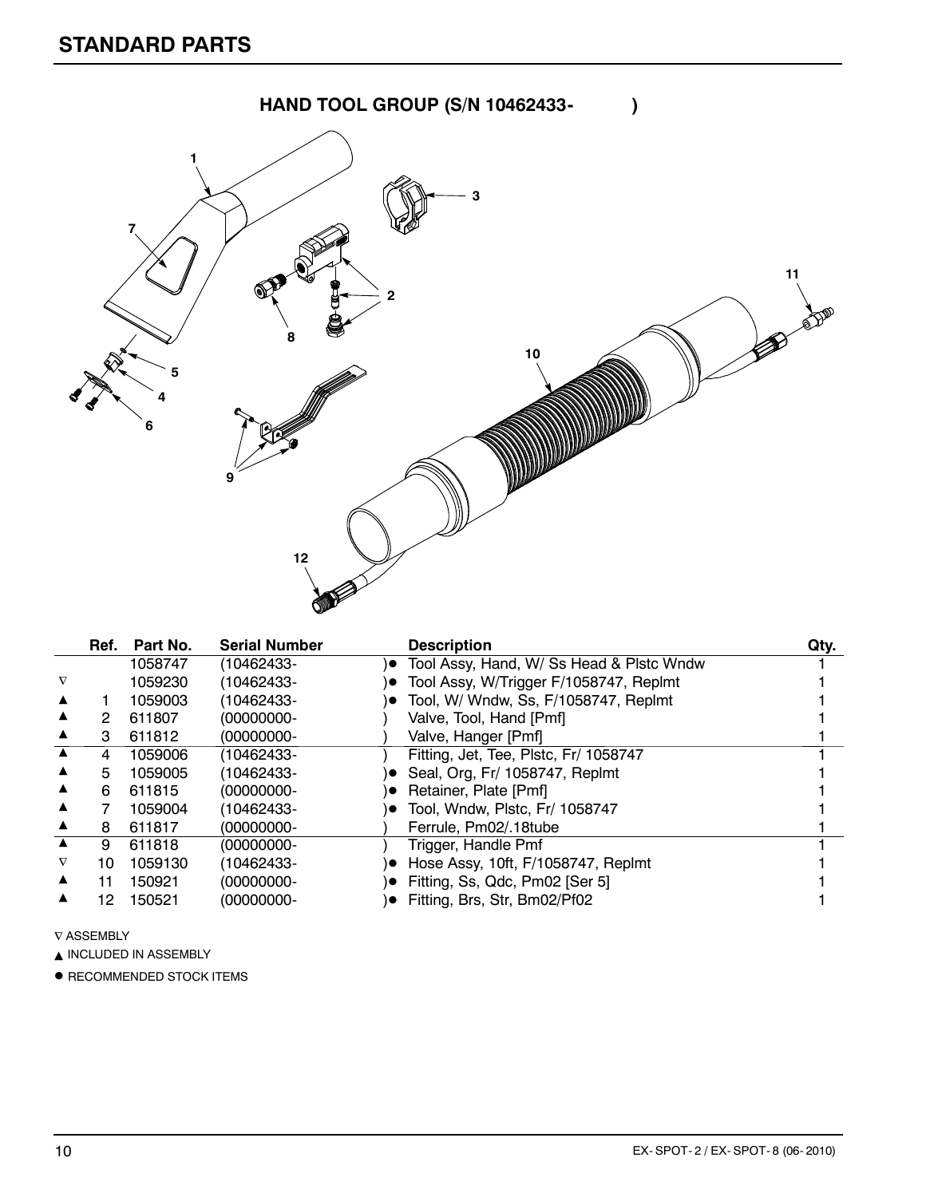# STANDARD PARTS

## HAND TOOL GROUP (S/N 10462433- )

| | Ref. | Part No. | Serial Number | | Description | Qty. |
|---|---|---|---|---|---|---|
| | | 1058747 | (10462433- | )● | Tool Assy, Hand, W/ Ss Head & Plstc Wndw | 1 |
| ∇ | | 1059230 | (10462433- | )● | Tool Assy, W/Trigger F/1058747, Replmt | 1 |
| ▲ | 1 | 1059003 | (10462433- | )● | Tool, W/ Wndw, Ss, F/1058747, Replmt | 1 |
| ▲ | 2 | 611807 | (00000000- | ) | Valve, Tool, Hand [Pmf] | 1 |
| ▲ | 3 | 611812 | (00000000- | ) | Valve, Hanger [Pmf] | 1 |
| ▲ | 4 | 1059006 | (10462433- | ) | Fitting, Jet, Tee, Plstc, Fr/ 1058747 | 1 |
| ▲ | 5 | 1059005 | (10462433- | )● | Seal, Org, Fr/ 1058747, Replmt | 1 |
| ▲ | 6 | 611815 | (00000000- | )● | Retainer, Plate [Pmf] | 1 |
| ▲ | 7 | 1059004 | (10462433- | )● | Tool, Wndw, Plstc, Fr/ 1058747 | 1 |
| ▲ | 8 | 611817 | (00000000- | ) | Ferrule, Pm02/.18tube | 1 |
| ▲ | 9 | 611818 | (00000000- | ) | Trigger, Handle Pmf | 1 |
| ∇ | 10 | 1059130 | (10462433- | )● | Hose Assy, 10ft, F/1058747, Replmt | 1 |
| ▲ | 11 | 150921 | (00000000- | )● | Fitting, Ss, Qdc, Pm02 [Ser 5] | 1 |
| ▲ | 12 | 150521 | (00000000- | )● | Fitting, Brs, Str, Bm02/Pf02 | 1 |

∇ ASSEMBLY

▲ INCLUDED IN ASSEMBLY

● RECOMMENDED STOCK ITEMS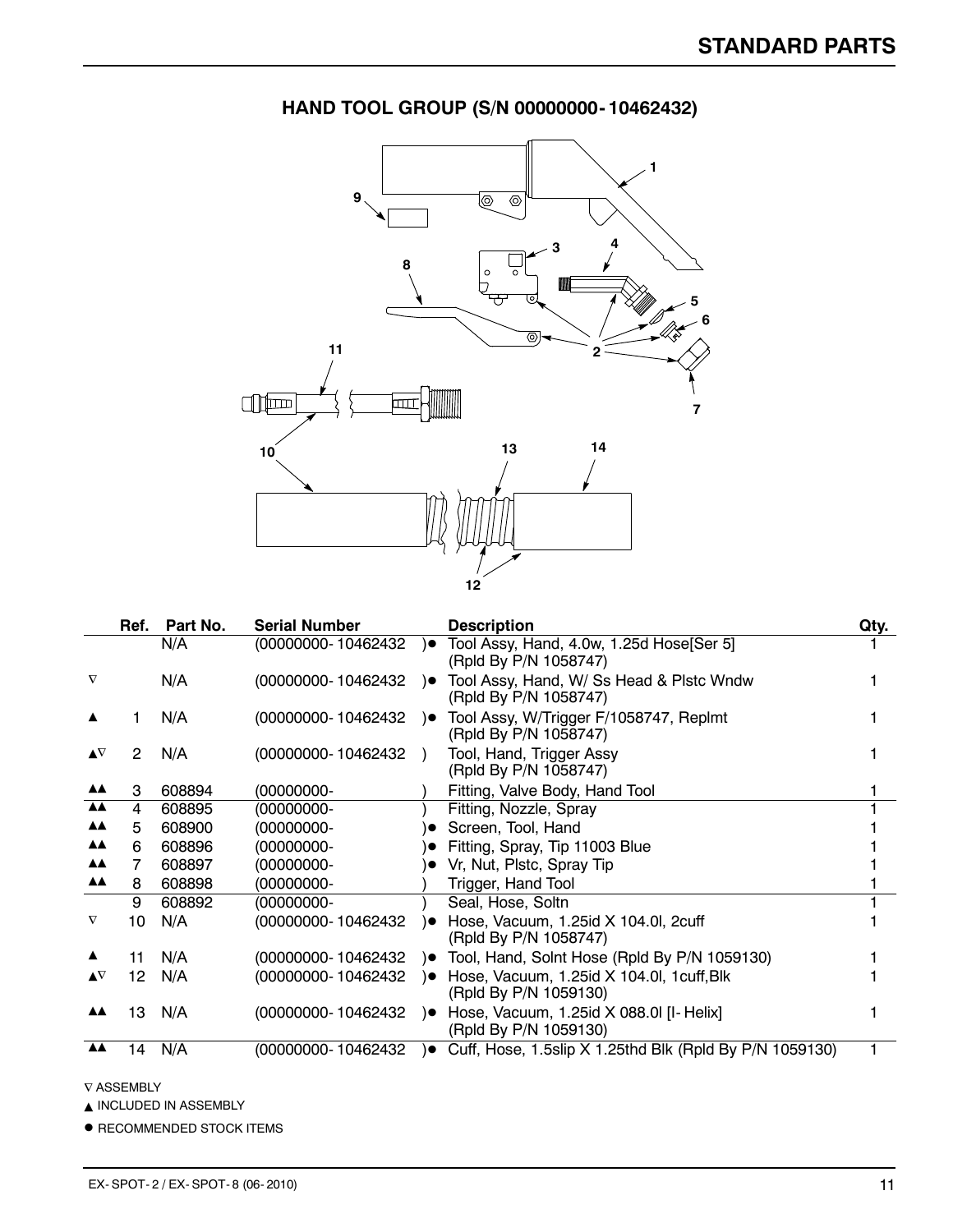## HAND TOOL GROUP (S/N 00000000-10462432)

| | Ref. | Part No. | Serial Number | | Description | Qty. |
|---|---|---|---|---|---|---|
| | | N/A | (00000000-10462432 | )● | Tool Assy, Hand, 4.0w, 1.25d Hose[Ser 5] (Rpld By P/N 1058747) | 1 |
| ∇ | | N/A | (00000000-10462432 | )● | Tool Assy, Hand, W/ Ss Head & Plstc Wndw (Rpld By P/N 1058747) | 1 |
| ▲ | 1 | N/A | (00000000-10462432 | )● | Tool Assy, W/Trigger F/1058747, Replmt (Rpld By P/N 1058747) | 1 |
| ▲∇ | 2 | N/A | (00000000-10462432 | ) | Tool, Hand, Trigger Assy (Rpld By P/N 1058747) | 1 |
| ▲▲ | 3 | 608894 | (00000000- | ) | Fitting, Valve Body, Hand Tool | 1 |
| ▲▲ | 4 | 608895 | (00000000- | ) | Fitting, Nozzle, Spray | 1 |
| ▲▲ | 5 | 608900 | (00000000- | )● | Screen, Tool, Hand | 1 |
| ▲▲ | 6 | 608896 | (00000000- | )● | Fitting, Spray, Tip 11003 Blue | 1 |
| ▲▲ | 7 | 608897 | (00000000- | )● | Vr, Nut, Plstc, Spray Tip | 1 |
| ▲▲ | 8 | 608898 | (00000000- | ) | Trigger, Hand Tool | 1 |
| | 9 | 608892 | (00000000- | ) | Seal, Hose, Soltn | 1 |
| ∇ | 10 | N/A | (00000000-10462432 | )● | Hose, Vacuum, 1.25id X 104.0l, 2cuff (Rpld By P/N 1058747) | 1 |
| ▲ | 11 | N/A | (00000000-10462432 | )● | Tool, Hand, Solnt Hose (Rpld By P/N 1059130) | 1 |
| ▲∇ | 12 | N/A | (00000000-10462432 | )● | Hose, Vacuum, 1.25id X 104.0l, 1cuff,Blk (Rpld By P/N 1059130) | 1 |
| ▲▲ | 13 | N/A | (00000000-10462432 | )● | Hose, Vacuum, 1.25id X 088.0l [I-Helix] (Rpld By P/N 1059130) | 1 |
| ▲▲ | 14 | N/A | (00000000-10462432 | )● | Cuff, Hose, 1.5slip X 1.25thd Blk (Rpld By P/N 1059130) | 1 |

∇ ASSEMBLY

▲ INCLUDED IN ASSEMBLY

● RECOMMENDED STOCK ITEMS

EX-SPOT-2 / EX-SPOT-8 (06-2010)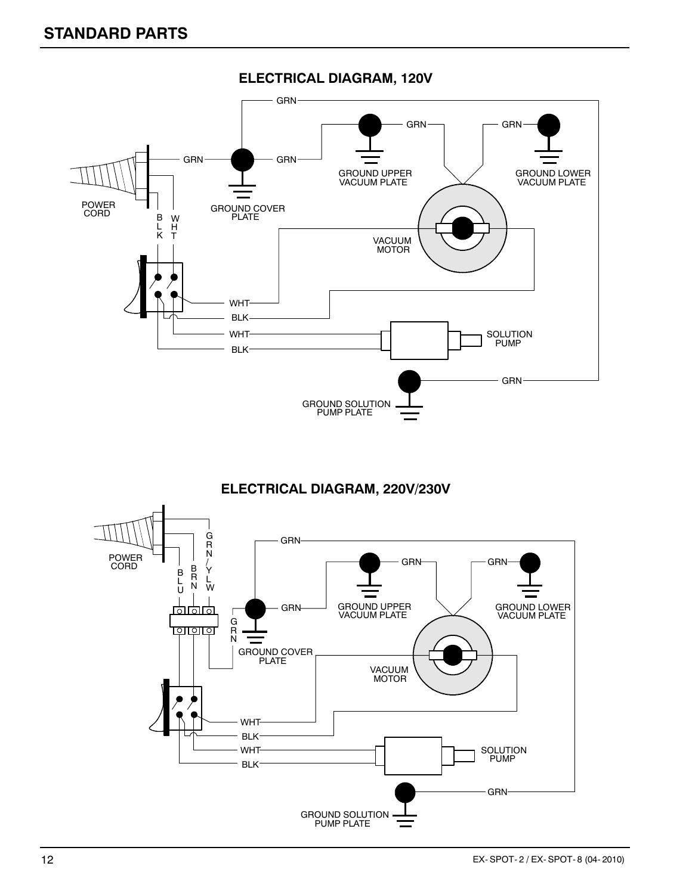## STANDARD PARTS

### ELECTRICAL DIAGRAM, 120V

GRN

GRN

GRN

GRN

GRN

POWER CORD

B L K

W H T

GROUND COVER PLATE

GROUND UPPER VACUUM PLATE

GROUND LOWER VACUUM PLATE

VACUUM MOTOR

WHT

BLK

WHT

BLK

SOLUTION PUMP

GRN

GROUND SOLUTION PUMP PLATE

### ELECTRICAL DIAGRAM, 220V/230V

POWER CORD

B L U

B R N

G R N / Y L W

GRN

GRN

GRN

GRN

G R N

GROUND COVER PLATE

GROUND UPPER VACUUM PLATE

GROUND LOWER VACUUM PLATE

VACUUM MOTOR

WHT

BLK

WHT

BLK

SOLUTION PUMP

GRN

GROUND SOLUTION PUMP PLATE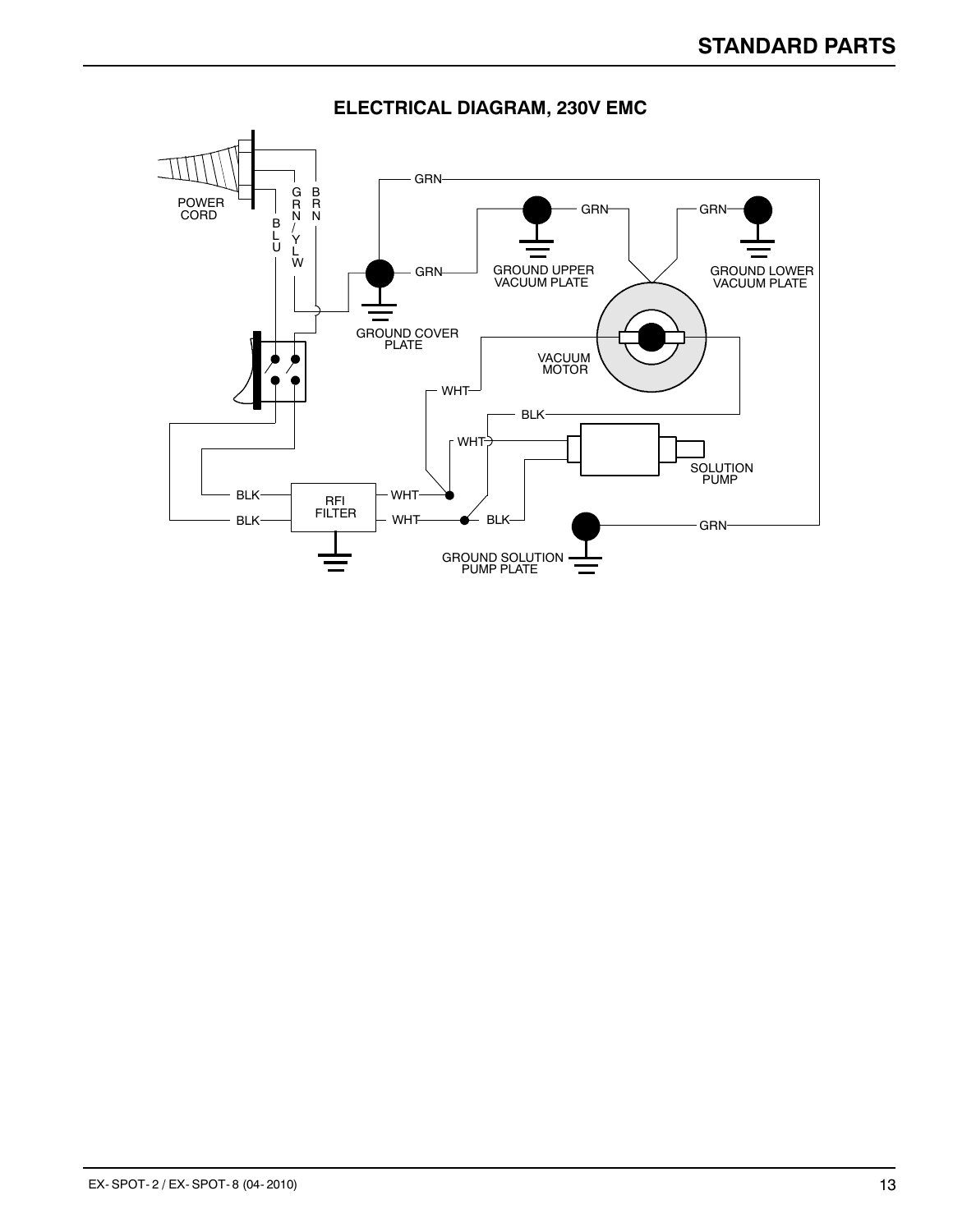## ELECTRICAL DIAGRAM, 230V EMC

POWER CORD

BLU

GRN/YLW

BRN

GRN

GRN

GRN

GRN

GROUND COVER PLATE

GROUND UPPER VACUUM PLATE

GROUND LOWER VACUUM PLATE

VACUUM MOTOR

WHT

BLK

WHT

SOLUTION PUMP

BLK

BLK

RFI FILTER

WHT

WHT

BLK

GRN

GROUND SOLUTION PUMP PLATE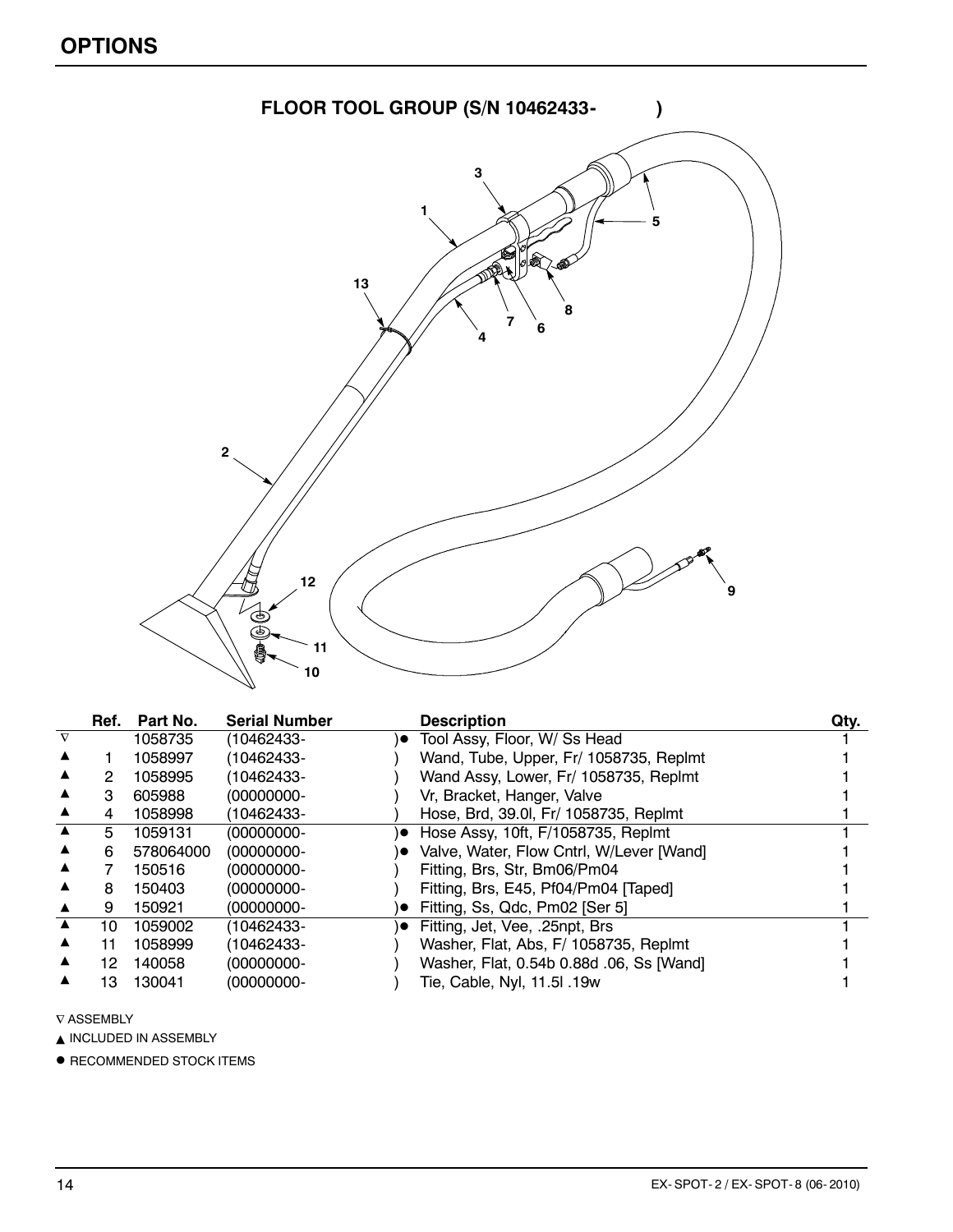# OPTIONS

## FLOOR TOOL GROUP (S/N 10462433- )

| | Ref. | Part No. | Serial Number | | Description | Qty. |
|---|---|---|---|---|---|---|
| ∇ | | 1058735 | (10462433- | )● | Tool Assy, Floor, W/ Ss Head | 1 |
| ▲ | 1 | 1058997 | (10462433- | ) | Wand, Tube, Upper, Fr/ 1058735, Replmt | 1 |
| ▲ | 2 | 1058995 | (10462433- | ) | Wand Assy, Lower, Fr/ 1058735, Replmt | 1 |
| ▲ | 3 | 605988 | (00000000- | ) | Vr, Bracket, Hanger, Valve | 1 |
| ▲ | 4 | 1058998 | (10462433- | ) | Hose, Brd, 39.0l, Fr/ 1058735, Replmt | 1 |
| ▲ | 5 | 1059131 | (00000000- | )● | Hose Assy, 10ft, F/1058735, Replmt | 1 |
| ▲ | 6 | 578064000 | (00000000- | )● | Valve, Water, Flow Cntrl, W/Lever [Wand] | 1 |
| ▲ | 7 | 150516 | (00000000- | ) | Fitting, Brs, Str, Bm06/Pm04 | 1 |
| ▲ | 8 | 150403 | (00000000- | ) | Fitting, Brs, E45, Pf04/Pm04 [Taped] | 1 |
| ▲ | 9 | 150921 | (00000000- | )● | Fitting, Ss, Qdc, Pm02 [Ser 5] | 1 |
| ▲ | 10 | 1059002 | (10462433- | )● | Fitting, Jet, Vee, .25npt, Brs | 1 |
| ▲ | 11 | 1058999 | (10462433- | ) | Washer, Flat, Abs, F/ 1058735, Replmt | 1 |
| ▲ | 12 | 140058 | (00000000- | ) | Washer, Flat, 0.54b 0.88d .06, Ss [Wand] | 1 |
| ▲ | 13 | 130041 | (00000000- | ) | Tie, Cable, Nyl, 11.5l .19w | 1 |

∇ ASSEMBLY

▲ INCLUDED IN ASSEMBLY

● RECOMMENDED STOCK ITEMS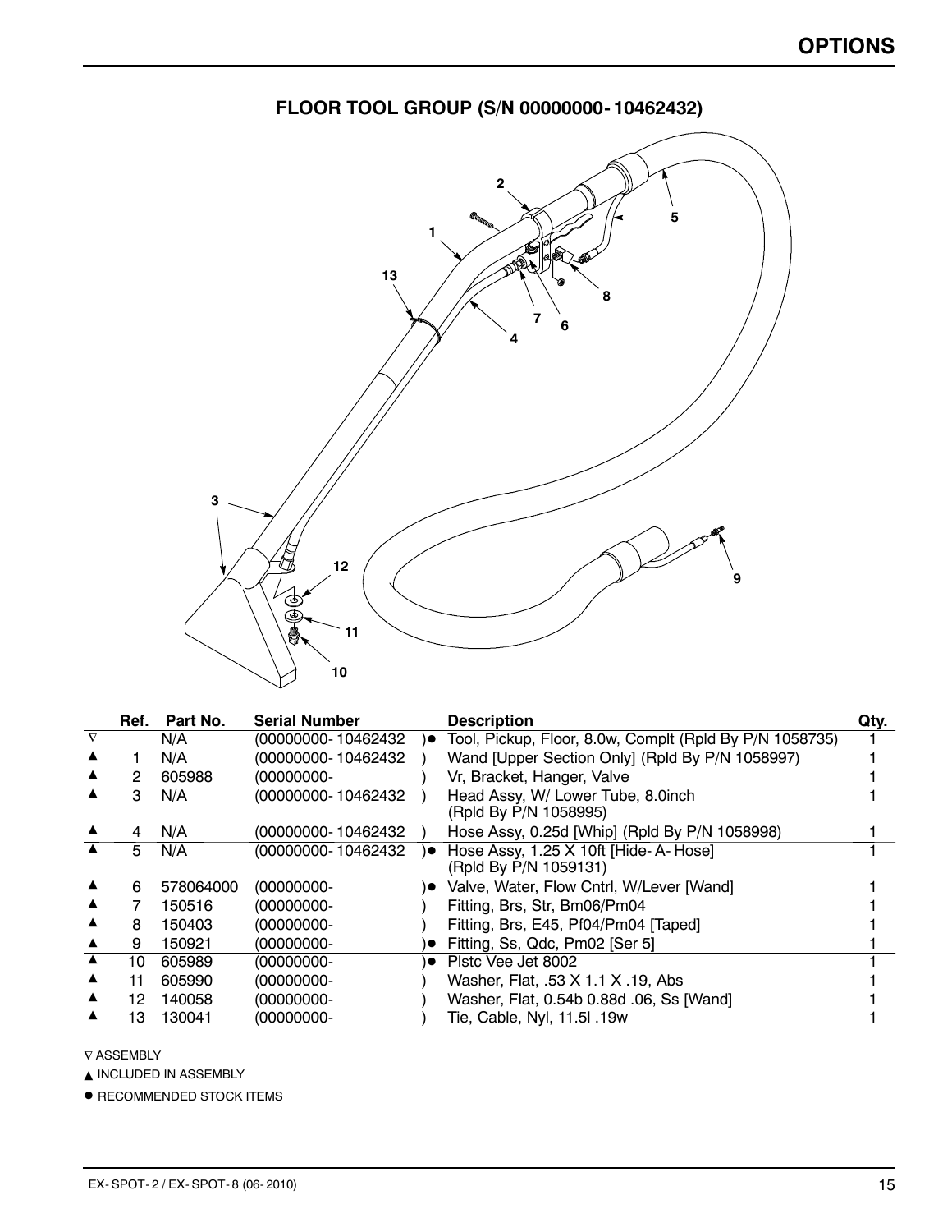# OPTIONS

## FLOOR TOOL GROUP (S/N 00000000-10462432)

| | Ref. | Part No. | Serial Number | | Description | Qty. |
|---|---|---|---|---|---|---|
| ▽ | | N/A | (00000000-10462432 | )● | Tool, Pickup, Floor, 8.0w, Complt (Rpld By P/N 1058735) | 1 |
| ▲ | 1 | N/A | (00000000-10462432 | ) | Wand [Upper Section Only] (Rpld By P/N 1058997) | 1 |
| ▲ | 2 | 605988 | (00000000- | ) | Vr, Bracket, Hanger, Valve | 1 |
| ▲ | 3 | N/A | (00000000-10462432 | ) | Head Assy, W/ Lower Tube, 8.0inch (Rpld By P/N 1058995) | 1 |
| ▲ | 4 | N/A | (00000000-10462432 | ) | Hose Assy, 0.25d [Whip] (Rpld By P/N 1058998) | 1 |
| ▲ | 5 | N/A | (00000000-10462432 | )● | Hose Assy, 1.25 X 10ft [Hide-A-Hose] (Rpld By P/N 1059131) | 1 |
| ▲ | 6 | 578064000 | (00000000- | )● | Valve, Water, Flow Cntrl, W/Lever [Wand] | 1 |
| ▲ | 7 | 150516 | (00000000- | ) | Fitting, Brs, Str, Bm06/Pm04 | 1 |
| ▲ | 8 | 150403 | (00000000- | ) | Fitting, Brs, E45, Pf04/Pm04 [Taped] | 1 |
| ▲ | 9 | 150921 | (00000000- | )● | Fitting, Ss, Qdc, Pm02 [Ser 5] | 1 |
| ▲ | 10 | 605989 | (00000000- | )● | Plstc Vee Jet 8002 | 1 |
| ▲ | 11 | 605990 | (00000000- | ) | Washer, Flat, .53 X 1.1 X .19, Abs | 1 |
| ▲ | 12 | 140058 | (00000000- | ) | Washer, Flat, 0.54b 0.88d .06, Ss [Wand] | 1 |
| ▲ | 13 | 130041 | (00000000- | ) | Tie, Cable, Nyl, 11.5l .19w | 1 |

▽ ASSEMBLY

▲ INCLUDED IN ASSEMBLY

● RECOMMENDED STOCK ITEMS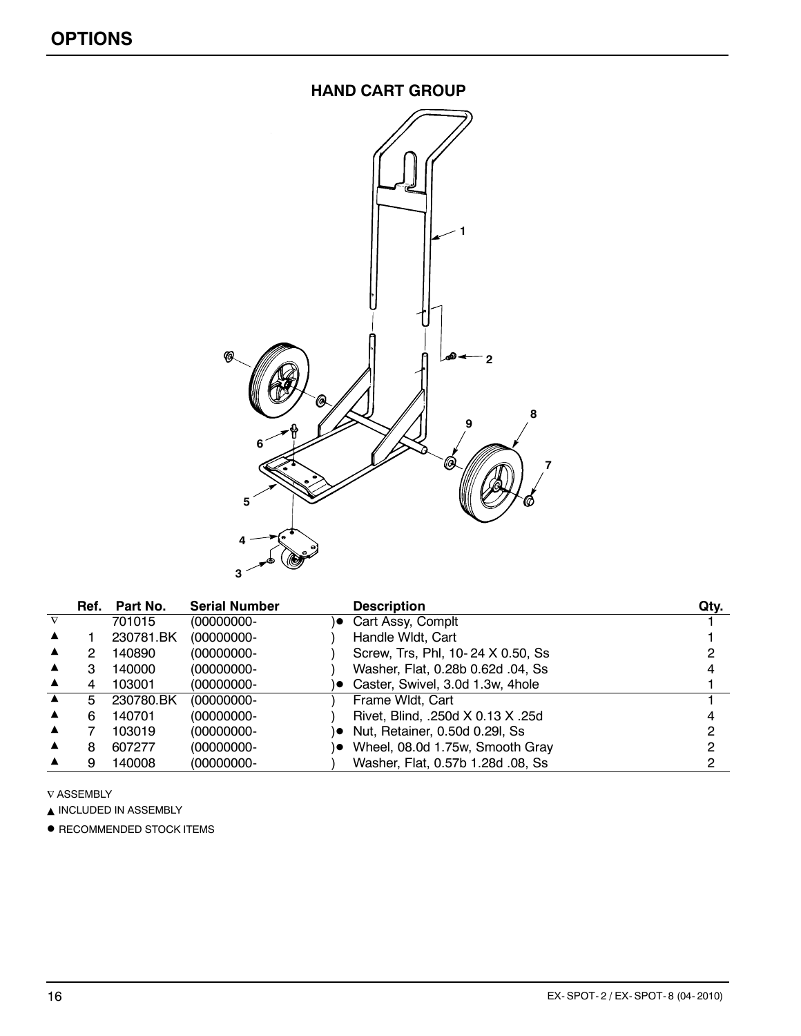# OPTIONS

## HAND CART GROUP

| | Ref. | Part No. | Serial Number | | Description | Qty. |
|---|---|---|---|---|---|---|
| ∇ | | 701015 | (00000000- | )● | Cart Assy, Complt | 1 |
| ▲ | 1 | 230781.BK | (00000000- | ) | Handle Wldt, Cart | 1 |
| ▲ | 2 | 140890 | (00000000- | ) | Screw, Trs, Phl, 10- 24 X 0.50, Ss | 2 |
| ▲ | 3 | 140000 | (00000000- | ) | Washer, Flat, 0.28b 0.62d .04, Ss | 4 |
| ▲ | 4 | 103001 | (00000000- | )● | Caster, Swivel, 3.0d 1.3w, 4hole | 1 |
| ▲ | 5 | 230780.BK | (00000000- | ) | Frame Wldt, Cart | 1 |
| ▲ | 6 | 140701 | (00000000- | ) | Rivet, Blind, .250d X 0.13 X .25d | 4 |
| ▲ | 7 | 103019 | (00000000- | )● | Nut, Retainer, 0.50d 0.29l, Ss | 2 |
| ▲ | 8 | 607277 | (00000000- | )● | Wheel, 08.0d 1.75w, Smooth Gray | 2 |
| ▲ | 9 | 140008 | (00000000- | ) | Washer, Flat, 0.57b 1.28d .08, Ss | 2 |

∇ ASSEMBLY

▲ INCLUDED IN ASSEMBLY

● RECOMMENDED STOCK ITEMS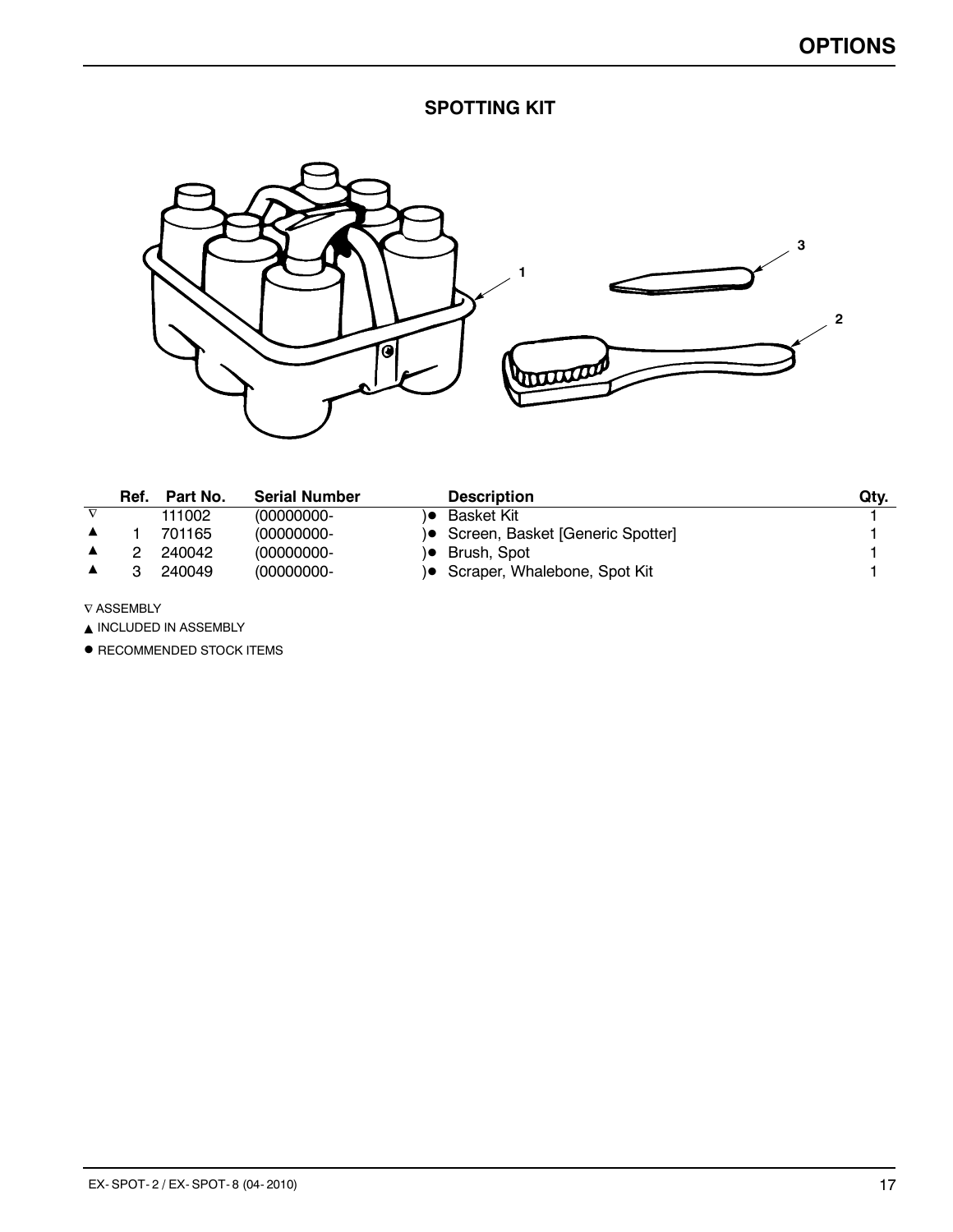# OPTIONS

## SPOTTING KIT

1

3

2

| | Ref. | Part No. | Serial Number | | Description | Qty. |
|---|---|---|---|---|---|---|
| ∇ | | 111002 | (00000000- | )● | Basket Kit | 1 |
| ▲ | 1 | 701165 | (00000000- | )● | Screen, Basket [Generic Spotter] | 1 |
| ▲ | 2 | 240042 | (00000000- | )● | Brush, Spot | 1 |
| ▲ | 3 | 240049 | (00000000- | )● | Scraper, Whalebone, Spot Kit | 1 |

∇ ASSEMBLY

▲ INCLUDED IN ASSEMBLY

● RECOMMENDED STOCK ITEMS

EX- SPOT- 2 / EX- SPOT- 8 (04- 2010)